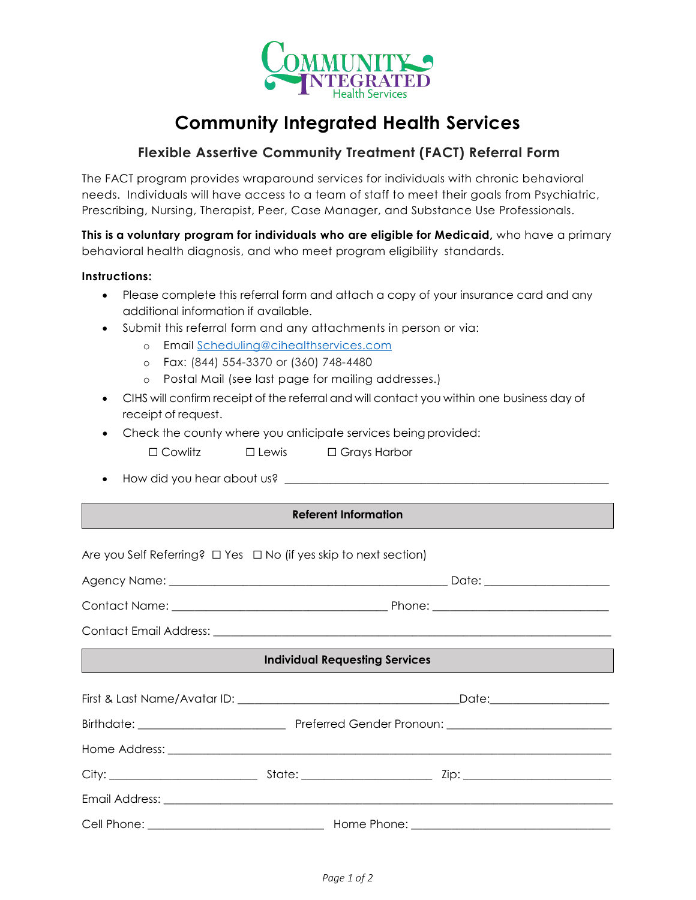# Community Integrated Health Services

## Flexible Assertive Community Treatment (FACT) Referral Form

The FACT program provides wraparound services for individuals with chronic behavioral needs. Individuals will have access to a team of staff to meet their goals from Psychiatric, Prescribing, Nursing, Therapist, Peer, Case Manager, and Substance Use Professionals.

**This is a voluntary program for individuals who are eligible for Medicaid,** who have a primary behavioral health diagnosis, and who meet program eligibility standards.

**Instructions:**

- Please complete this referral form and attach a copy of your insurance card and any additional information if available.
- Submit this referral form and any attachments in person or via:
  - Email Scheduling@cihealthservices.com
  - Fax: (844) 554-3370 or (360) 748-4480
  - Postal Mail (see last page for mailing addresses.)
- CIHS will confirm receipt of the referral and will contact you within one business day of receipt of request.
- Check the county where you anticipate services being provided:

  ☐ Cowlitz ☐ Lewis ☐ Grays Harbor

- How did you hear about us? ______________________________________________________

### Referent Information

Are you Self Referring? ☐ Yes ☐ No (if yes skip to next section)

Agency Name: _______________________________________________ Date: ____________________

Contact Name: ____________________________________ Phone: ____________________________

Contact Email Address: _____________________________________________________________________

### Individual Requesting Services

First & Last Name/Avatar ID: ____________________________________Date:___________________

Birthdate: _________________________ Preferred Gender Pronoun: ___________________________

Home Address: ______________________________________________________________________________

City: _________________________ State: ______________________ Zip: _________________________

Email Address: _____________________________________________________________________________

Cell Phone: ______________________________ Home Phone: _________________________________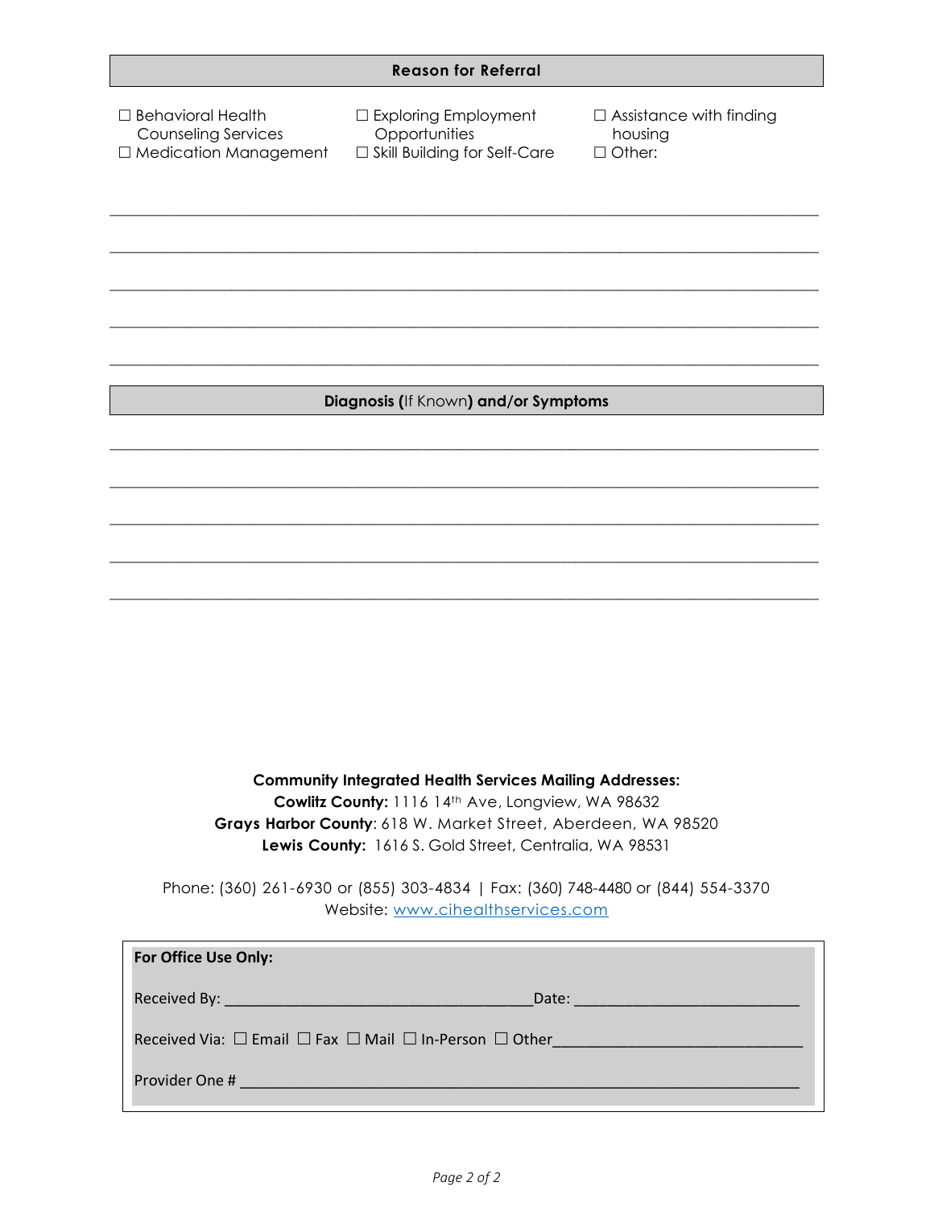## Reason for Referral

☐ Behavioral Health Counseling Services
☐ Medication Management
☐ Exploring Employment Opportunities
☐ Skill Building for Self-Care
☐ Assistance with finding housing
☐ Other:

______________________________________________________________________________

______________________________________________________________________________

______________________________________________________________________________

______________________________________________________________________________

______________________________________________________________________________

## Diagnosis (If Known) and/or Symptoms

______________________________________________________________________________

______________________________________________________________________________

______________________________________________________________________________

______________________________________________________________________________

______________________________________________________________________________

**Community Integrated Health Services Mailing Addresses:**
**Cowlitz County:** 1116 14th Ave, Longview, WA 98632
**Grays Harbor County**: 618 W. Market Street, Aberdeen, WA 98520
**Lewis County:** 1616 S. Gold Street, Centralia, WA 98531

Phone: (360) 261-6930 or (855) 303-4834 | Fax: (360) 748-4480 or (844) 554-3370
Website: www.cihealthservices.com

**For Office Use Only:**

Received By: ______________________________________ Date: ___________________________

Received Via: ☐ Email ☐ Fax ☐ Mail ☐ In-Person ☐ Other______________________________

Provider One # ______________________________________________________________________